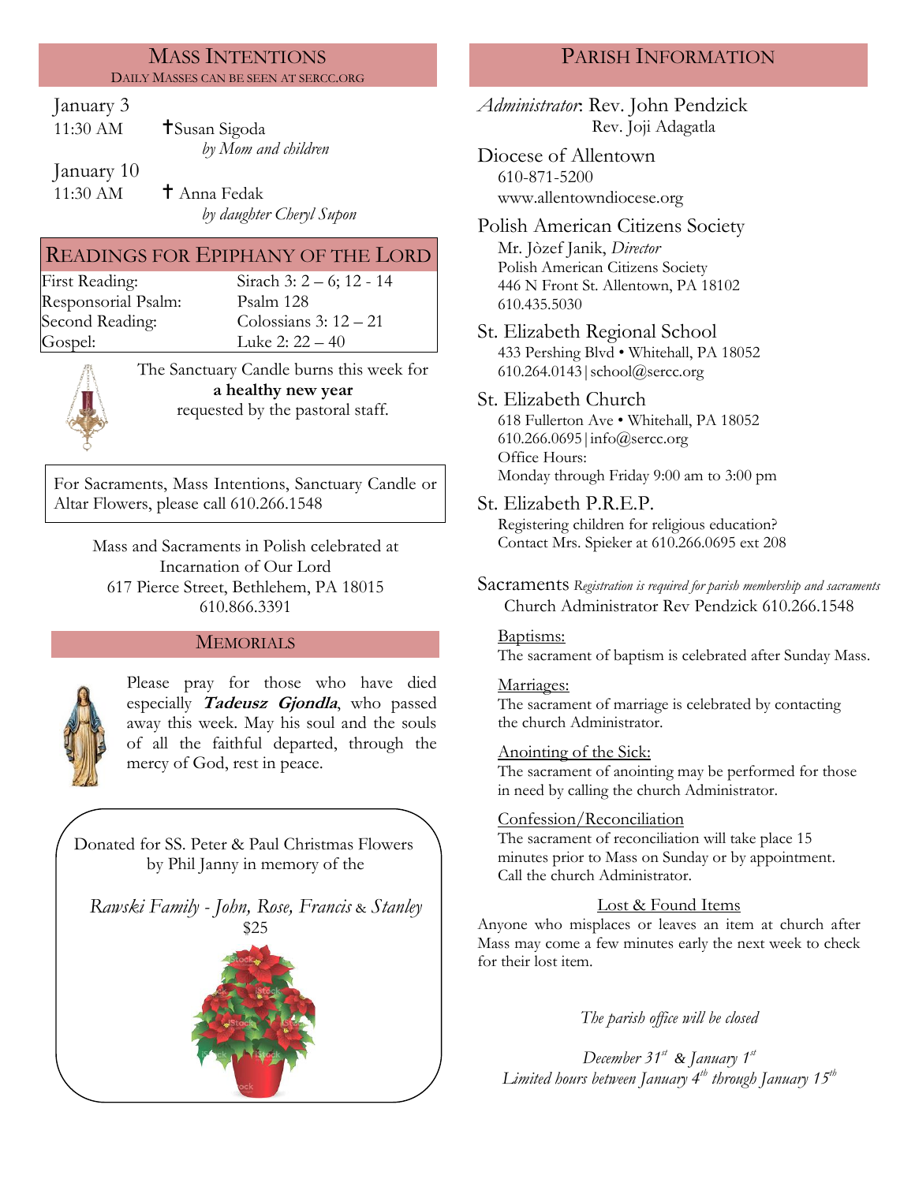## Mass Intentions

Daily Masses can be seen at SERCC.ORG

January 3
11:30 AM ✝Susan Sigoda
*by Mom and children*

January 10
11:30 AM ✝ Anna Fedak
*by daughter Cheryl Supon*

## Readings for Epiphany of the Lord

| | |
|---|---|
| First Reading: | Sirach 3: 2 – 6; 12 - 14 |
| Responsorial Psalm: | Psalm 128 |
| Second Reading: | Colossians 3: 12 – 21 |
| Gospel: | Luke 2: 22 – 40 |

The Sanctuary Candle burns this week for **a healthy new year** requested by the pastoral staff.

For Sacraments, Mass Intentions, Sanctuary Candle or Altar Flowers, please call 610.266.1548

Mass and Sacraments in Polish celebrated at
Incarnation of Our Lord
617 Pierce Street, Bethlehem, PA 18015
610.866.3391

## Memorials

Please pray for those who have died especially ***Tadeusz Gjondla***, who passed away this week. May his soul and the souls of all the faithful departed, through the mercy of God, rest in peace.

Donated for SS. Peter & Paul Christmas Flowers by Phil Janny in memory of the

*Rawski Family - John, Rose, Francis & Stanley*
$25

## Parish Information

*Administrator*: Rev. John Pendzick
Rev. Joji Adagatla

Diocese of Allentown
610-871-5200
www.allentowndiocese.org

Polish American Citizens Society
Mr. Jòzef Janik, *Director*
Polish American Citizens Society
446 N Front St. Allentown, PA 18102
610.435.5030

St. Elizabeth Regional School
433 Pershing Blvd • Whitehall, PA 18052
610.264.0143|school@sercc.org

St. Elizabeth Church
618 Fullerton Ave • Whitehall, PA 18052
610.266.0695|info@sercc.org
Office Hours:
Monday through Friday 9:00 am to 3:00 pm

St. Elizabeth P.R.E.P.
Registering children for religious education?
Contact Mrs. Spieker at 610.266.0695 ext 208

Sacraments *Registration is required for parish membership and sacraments*
Church Administrator Rev Pendzick 610.266.1548

Baptisms:
The sacrament of baptism is celebrated after Sunday Mass.

Marriages:
The sacrament of marriage is celebrated by contacting the church Administrator.

Anointing of the Sick:
The sacrament of anointing may be performed for those in need by calling the church Administrator.

Confession/Reconciliation
The sacrament of reconciliation will take place 15 minutes prior to Mass on Sunday or by appointment. Call the church Administrator.

Lost & Found Items
Anyone who misplaces or leaves an item at church after Mass may come a few minutes early the next week to check for their lost item.

*The parish office will be closed*

*December 31st & January 1st*
*Limited hours between January 4th through January 15th*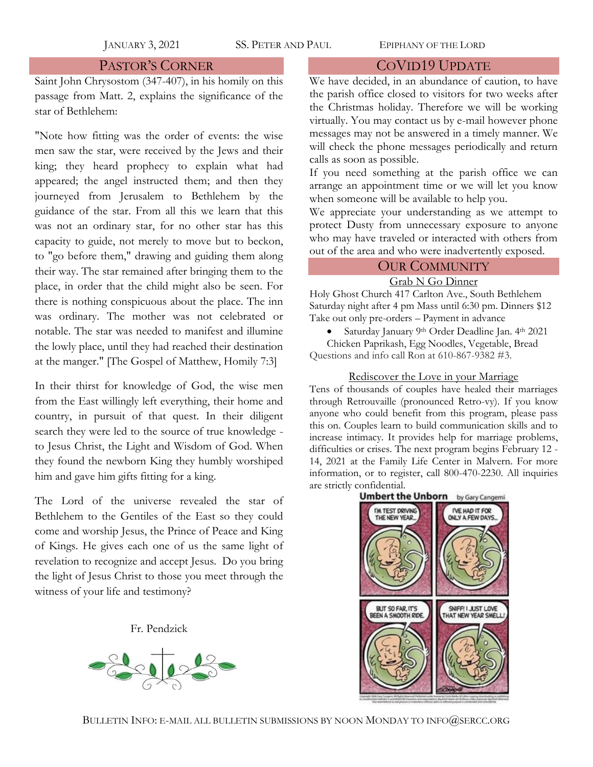## PASTOR'S CORNER

Saint John Chrysostom (347-407), in his homily on this passage from Matt. 2, explains the significance of the star of Bethlehem:

"Note how fitting was the order of events: the wise men saw the star, were received by the Jews and their king; they heard prophecy to explain what had appeared; the angel instructed them; and then they journeyed from Jerusalem to Bethlehem by the guidance of the star. From all this we learn that this was not an ordinary star, for no other star has this capacity to guide, not merely to move but to beckon, to "go before them," drawing and guiding them along their way. The star remained after bringing them to the place, in order that the child might also be seen. For there is nothing conspicuous about the place. The inn was ordinary. The mother was not celebrated or notable. The star was needed to manifest and illumine the lowly place, until they had reached their destination at the manger." [The Gospel of Matthew, Homily 7:3]

In their thirst for knowledge of God, the wise men from the East willingly left everything, their home and country, in pursuit of that quest. In their diligent search they were led to the source of true knowledge - to Jesus Christ, the Light and Wisdom of God. When they found the newborn King they humbly worshiped him and gave him gifts fitting for a king.

The Lord of the universe revealed the star of Bethlehem to the Gentiles of the East so they could come and worship Jesus, the Prince of Peace and King of Kings. He gives each one of us the same light of revelation to recognize and accept Jesus. Do you bring the light of Jesus Christ to those you meet through the witness of your life and testimony?

Fr. Pendzick

## COVID19 UPDATE

We have decided, in an abundance of caution, to have the parish office closed to visitors for two weeks after the Christmas holiday. Therefore we will be working virtually. You may contact us by e-mail however phone messages may not be answered in a timely manner. We will check the phone messages periodically and return calls as soon as possible.

If you need something at the parish office we can arrange an appointment time or we will let you know when someone will be available to help you.

We appreciate your understanding as we attempt to protect Dusty from unnecessary exposure to anyone who may have traveled or interacted with others from out of the area and who were inadvertently exposed.

## OUR COMMUNITY

### Grab N Go Dinner

Holy Ghost Church 417 Carlton Ave., South Bethlehem
Saturday night after 4 pm Mass until 6:30 pm. Dinners $12
Take out only pre-orders – Payment in advance

- Saturday January 9th Order Deadline Jan. 4th 2021
  Chicken Paprikash, Egg Noodles, Vegetable, Bread

Questions and info call Ron at 610-867-9382 #3.

### Rediscover the Love in your Marriage

Tens of thousands of couples have healed their marriages through Retrouvaille (pronounced Retro-vy). If you know anyone who could benefit from this program, please pass this on. Couples learn to build communication skills and to increase intimacy. It provides help for marriage problems, difficulties or crises. The next program begins February 12 - 14, 2021 at the Family Life Center in Malvern. For more information, or to register, call 800-470-2230. All inquiries are strictly confidential.

Umbert the Unborn by Gary Cangemi

BULLETIN INFO: E-MAIL ALL BULLETIN SUBMISSIONS BY NOON MONDAY TO INFO@SERCC.ORG